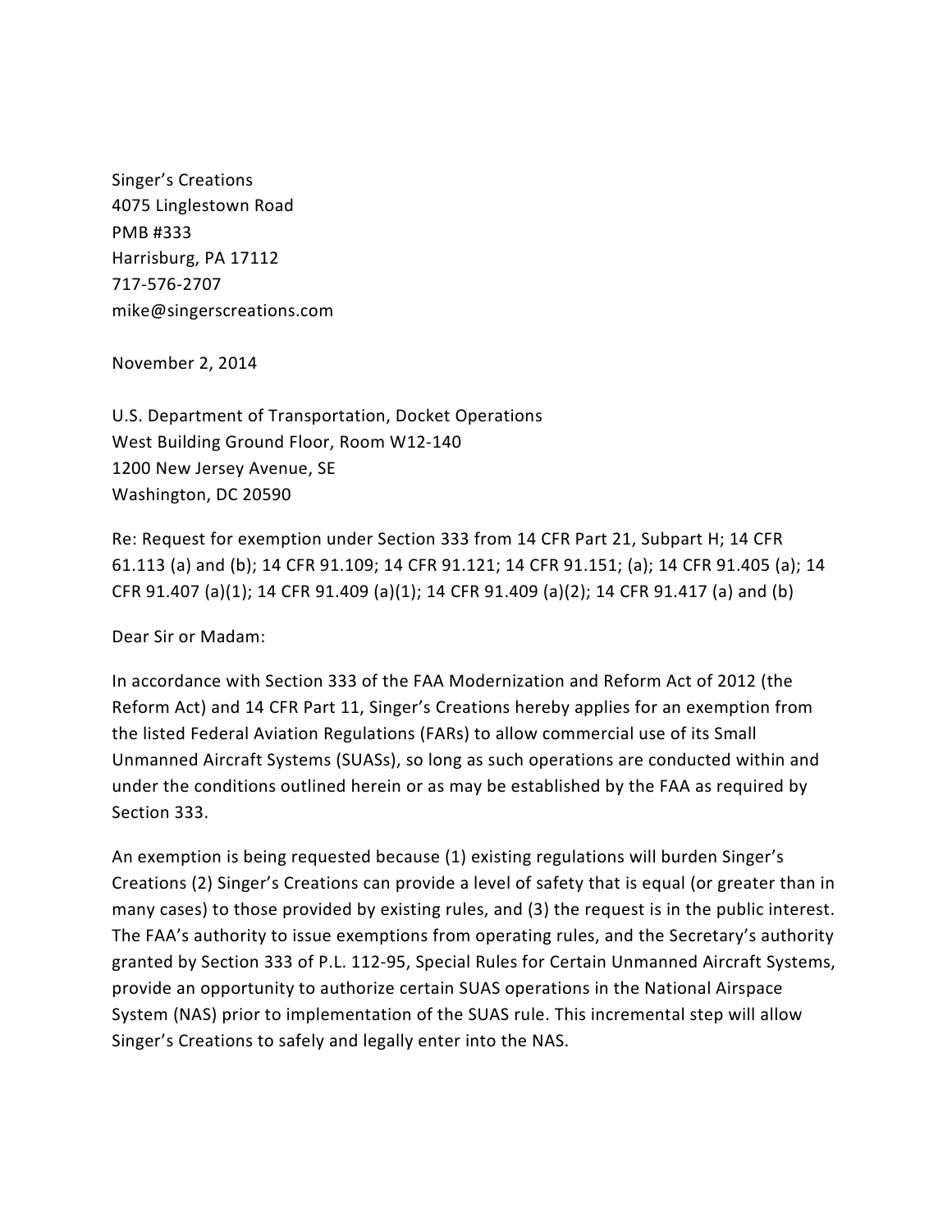Singer's Creations  
4075 Linglestown Road  
PMB #333  
Harrisburg, PA 17112  
717-576-2707  
mike@singerscreations.com

November 2, 2014

U.S. Department of Transportation, Docket Operations  
West Building Ground Floor, Room W12-140  
1200 New Jersey Avenue, SE  
Washington, DC 20590

Re: Request for exemption under Section 333 from 14 CFR Part 21, Subpart H; 14 CFR 61.113 (a) and (b); 14 CFR 91.109; 14 CFR 91.121; 14 CFR 91.151; (a); 14 CFR 91.405 (a); 14 CFR 91.407 (a)(1); 14 CFR 91.409 (a)(1); 14 CFR 91.409 (a)(2); 14 CFR 91.417 (a) and (b)

Dear Sir or Madam:

In accordance with Section 333 of the FAA Modernization and Reform Act of 2012 (the Reform Act) and 14 CFR Part 11, Singer's Creations hereby applies for an exemption from the listed Federal Aviation Regulations (FARs) to allow commercial use of its Small Unmanned Aircraft Systems (SUASs), so long as such operations are conducted within and under the conditions outlined herein or as may be established by the FAA as required by Section 333.

An exemption is being requested because (1) existing regulations will burden Singer's Creations (2) Singer's Creations can provide a level of safety that is equal (or greater than in many cases) to those provided by existing rules, and (3) the request is in the public interest. The FAA's authority to issue exemptions from operating rules, and the Secretary's authority granted by Section 333 of P.L. 112-95, Special Rules for Certain Unmanned Aircraft Systems, provide an opportunity to authorize certain SUAS operations in the National Airspace System (NAS) prior to implementation of the SUAS rule. This incremental step will allow Singer's Creations to safely and legally enter into the NAS.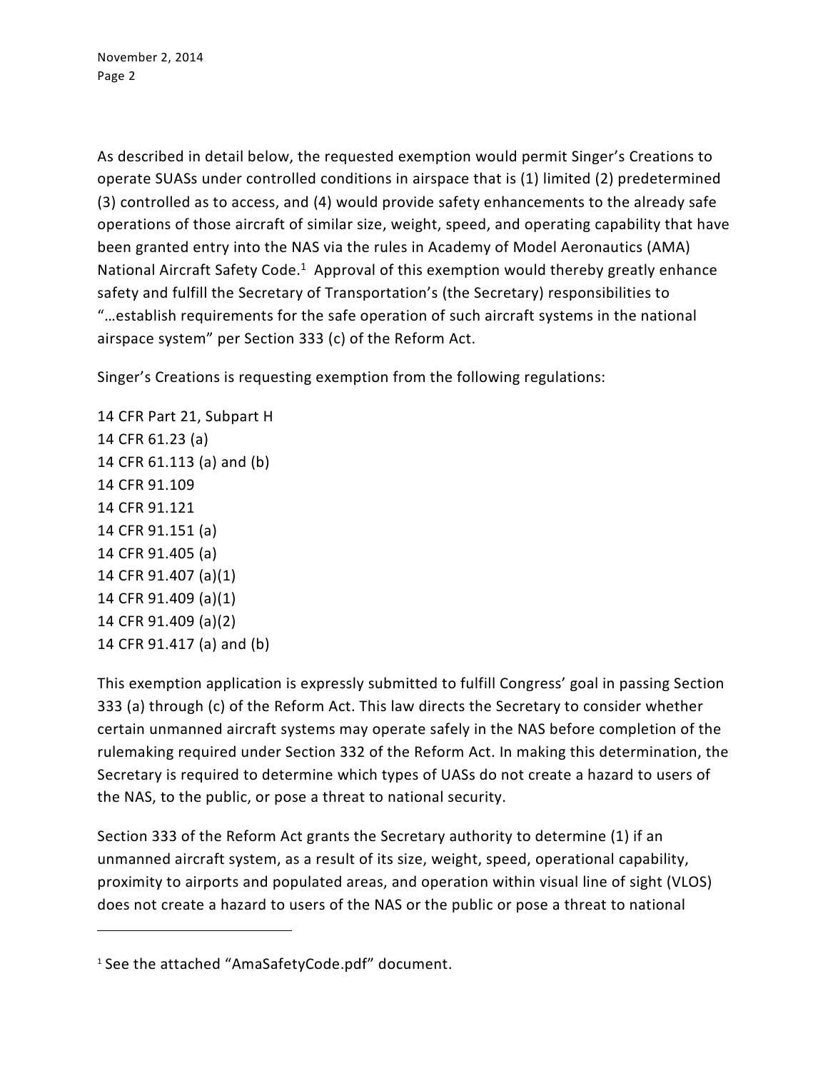As described in detail below, the requested exemption would permit Singer's Creations to operate SUASs under controlled conditions in airspace that is (1) limited (2) predetermined (3) controlled as to access, and (4) would provide safety enhancements to the already safe operations of those aircraft of similar size, weight, speed, and operating capability that have been granted entry into the NAS via the rules in Academy of Model Aeronautics (AMA) National Aircraft Safety Code.[1] Approval of this exemption would thereby greatly enhance safety and fulfill the Secretary of Transportation's (the Secretary) responsibilities to "…establish requirements for the safe operation of such aircraft systems in the national airspace system" per Section 333 (c) of the Reform Act.

Singer's Creations is requesting exemption from the following regulations:

14 CFR Part 21, Subpart H
14 CFR 61.23 (a)
14 CFR 61.113 (a) and (b)
14 CFR 91.109
14 CFR 91.121
14 CFR 91.151 (a)
14 CFR 91.405 (a)
14 CFR 91.407 (a)(1)
14 CFR 91.409 (a)(1)
14 CFR 91.409 (a)(2)
14 CFR 91.417 (a) and (b)

This exemption application is expressly submitted to fulfill Congress' goal in passing Section 333 (a) through (c) of the Reform Act. This law directs the Secretary to consider whether certain unmanned aircraft systems may operate safely in the NAS before completion of the rulemaking required under Section 332 of the Reform Act. In making this determination, the Secretary is required to determine which types of UASs do not create a hazard to users of the NAS, to the public, or pose a threat to national security.

Section 333 of the Reform Act grants the Secretary authority to determine (1) if an unmanned aircraft system, as a result of its size, weight, speed, operational capability, proximity to airports and populated areas, and operation within visual line of sight (VLOS) does not create a hazard to users of the NAS or the public or pose a threat to national

---

[1] See the attached "AmaSafetyCode.pdf" document.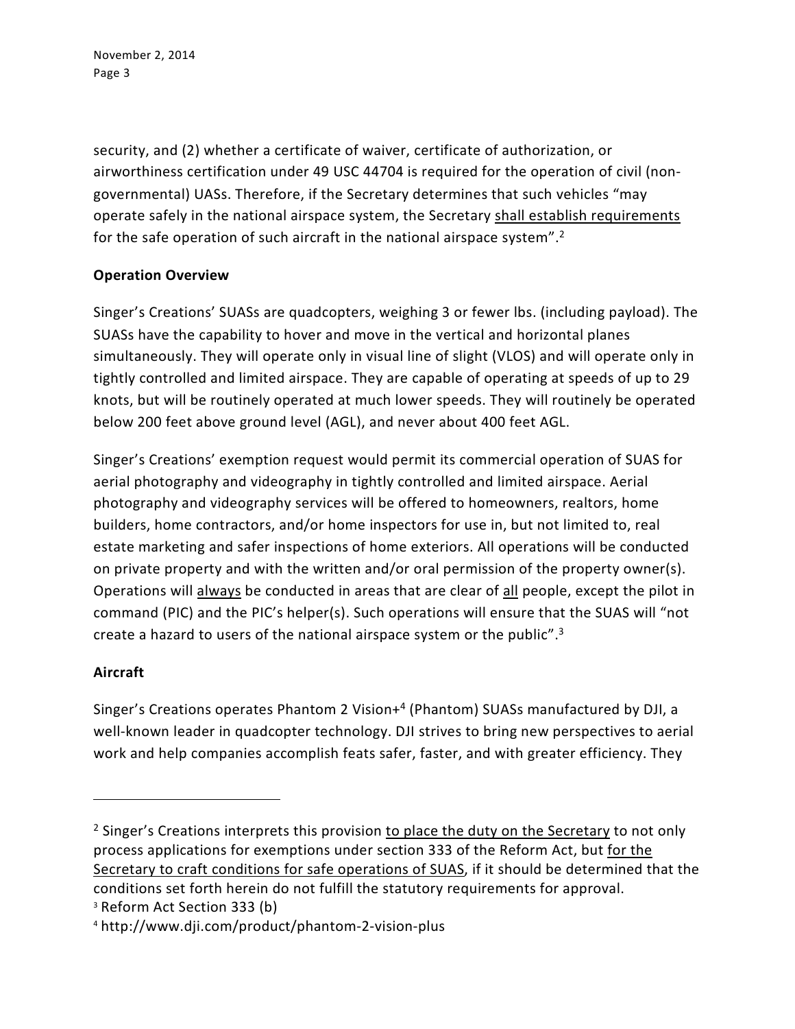security, and (2) whether a certificate of waiver, certificate of authorization, or airworthiness certification under 49 USC 44704 is required for the operation of civil (non-governmental) UASs. Therefore, if the Secretary determines that such vehicles "may operate safely in the national airspace system, the Secretary <u>shall establish requirements</u> for the safe operation of such aircraft in the national airspace system".[2]

**Operation Overview**

Singer's Creations' SUASs are quadcopters, weighing 3 or fewer lbs. (including payload). The SUASs have the capability to hover and move in the vertical and horizontal planes simultaneously. They will operate only in visual line of sight (VLOS) and will operate only in tightly controlled and limited airspace. They are capable of operating at speeds of up to 29 knots, but will be routinely operated at much lower speeds. They will routinely be operated below 200 feet above ground level (AGL), and never about 400 feet AGL.

Singer's Creations' exemption request would permit its commercial operation of SUAS for aerial photography and videography in tightly controlled and limited airspace. Aerial photography and videography services will be offered to homeowners, realtors, home builders, home contractors, and/or home inspectors for use in, but not limited to, real estate marketing and safer inspections of home exteriors. All operations will be conducted on private property and with the written and/or oral permission of the property owner(s). Operations will <u>always</u> be conducted in areas that are clear of <u>all</u> people, except the pilot in command (PIC) and the PIC's helper(s). Such operations will ensure that the SUAS will "not create a hazard to users of the national airspace system or the public".[3]

**Aircraft**

Singer's Creations operates Phantom 2 Vision+[4] (Phantom) SUASs manufactured by DJI, a well-known leader in quadcopter technology. DJI strives to bring new perspectives to aerial work and help companies accomplish feats safer, faster, and with greater efficiency. They

---

[2] Singer's Creations interprets this provision <u>to place the duty on the Secretary</u> to not only process applications for exemptions under section 333 of the Reform Act, but <u>for the Secretary to craft conditions for safe operations of SUAS</u>, if it should be determined that the conditions set forth herein do not fulfill the statutory requirements for approval.

[3] Reform Act Section 333 (b)

[4] http://www.dji.com/product/phantom-2-vision-plus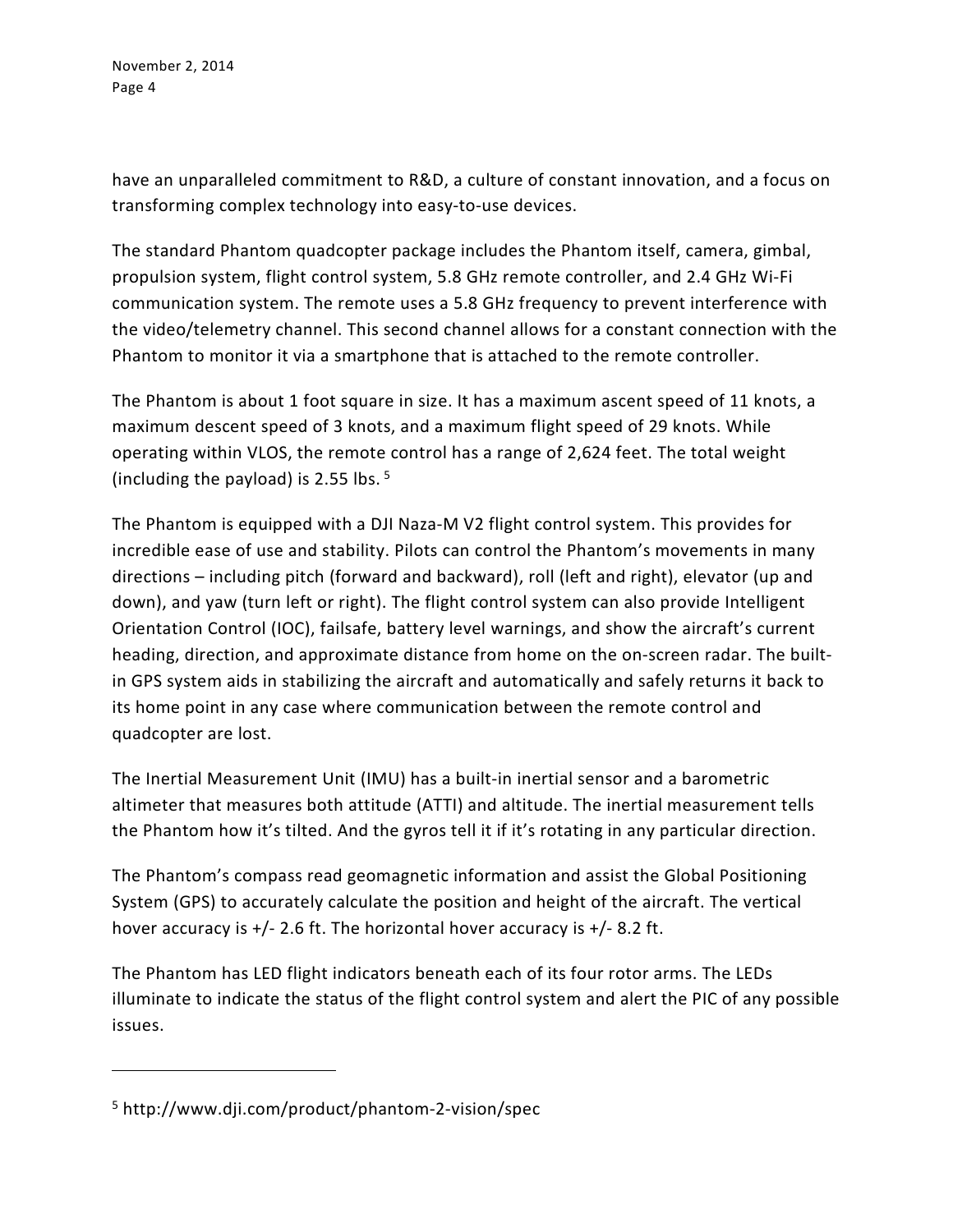have an unparalleled commitment to R&D, a culture of constant innovation, and a focus on transforming complex technology into easy-to-use devices.

The standard Phantom quadcopter package includes the Phantom itself, camera, gimbal, propulsion system, flight control system, 5.8 GHz remote controller, and 2.4 GHz Wi-Fi communication system. The remote uses a 5.8 GHz frequency to prevent interference with the video/telemetry channel. This second channel allows for a constant connection with the Phantom to monitor it via a smartphone that is attached to the remote controller.

The Phantom is about 1 foot square in size. It has a maximum ascent speed of 11 knots, a maximum descent speed of 3 knots, and a maximum flight speed of 29 knots. While operating within VLOS, the remote control has a range of 2,624 feet. The total weight (including the payload) is 2.55 lbs. [5]

The Phantom is equipped with a DJI Naza-M V2 flight control system. This provides for incredible ease of use and stability. Pilots can control the Phantom's movements in many directions – including pitch (forward and backward), roll (left and right), elevator (up and down), and yaw (turn left or right). The flight control system can also provide Intelligent Orientation Control (IOC), failsafe, battery level warnings, and show the aircraft's current heading, direction, and approximate distance from home on the on-screen radar. The built-in GPS system aids in stabilizing the aircraft and automatically and safely returns it back to its home point in any case where communication between the remote control and quadcopter are lost.

The Inertial Measurement Unit (IMU) has a built-in inertial sensor and a barometric altimeter that measures both attitude (ATTI) and altitude. The inertial measurement tells the Phantom how it's tilted. And the gyros tell it if it's rotating in any particular direction.

The Phantom's compass read geomagnetic information and assist the Global Positioning System (GPS) to accurately calculate the position and height of the aircraft. The vertical hover accuracy is +/- 2.6 ft. The horizontal hover accuracy is +/- 8.2 ft.

The Phantom has LED flight indicators beneath each of its four rotor arms. The LEDs illuminate to indicate the status of the flight control system and alert the PIC of any possible issues.

---

[5] http://www.dji.com/product/phantom-2-vision/spec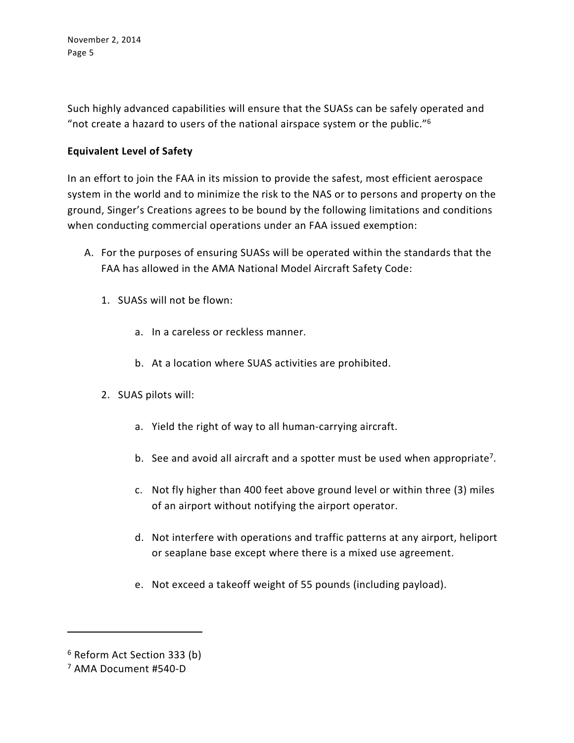Such highly advanced capabilities will ensure that the SUASs can be safely operated and "not create a hazard to users of the national airspace system or the public."[6]

**Equivalent Level of Safety**

In an effort to join the FAA in its mission to provide the safest, most efficient aerospace system in the world and to minimize the risk to the NAS or to persons and property on the ground, Singer's Creations agrees to be bound by the following limitations and conditions when conducting commercial operations under an FAA issued exemption:

A. For the purposes of ensuring SUASs will be operated within the standards that the FAA has allowed in the AMA National Model Aircraft Safety Code:

   1. SUASs will not be flown:

      a. In a careless or reckless manner.

      b. At a location where SUAS activities are prohibited.

   2. SUAS pilots will:

      a. Yield the right of way to all human-carrying aircraft.

      b. See and avoid all aircraft and a spotter must be used when appropriate[7].

      c. Not fly higher than 400 feet above ground level or within three (3) miles of an airport without notifying the airport operator.

      d. Not interfere with operations and traffic patterns at any airport, heliport or seaplane base except where there is a mixed use agreement.

      e. Not exceed a takeoff weight of 55 pounds (including payload).

---

[6] Reform Act Section 333 (b)

[7] AMA Document #540-D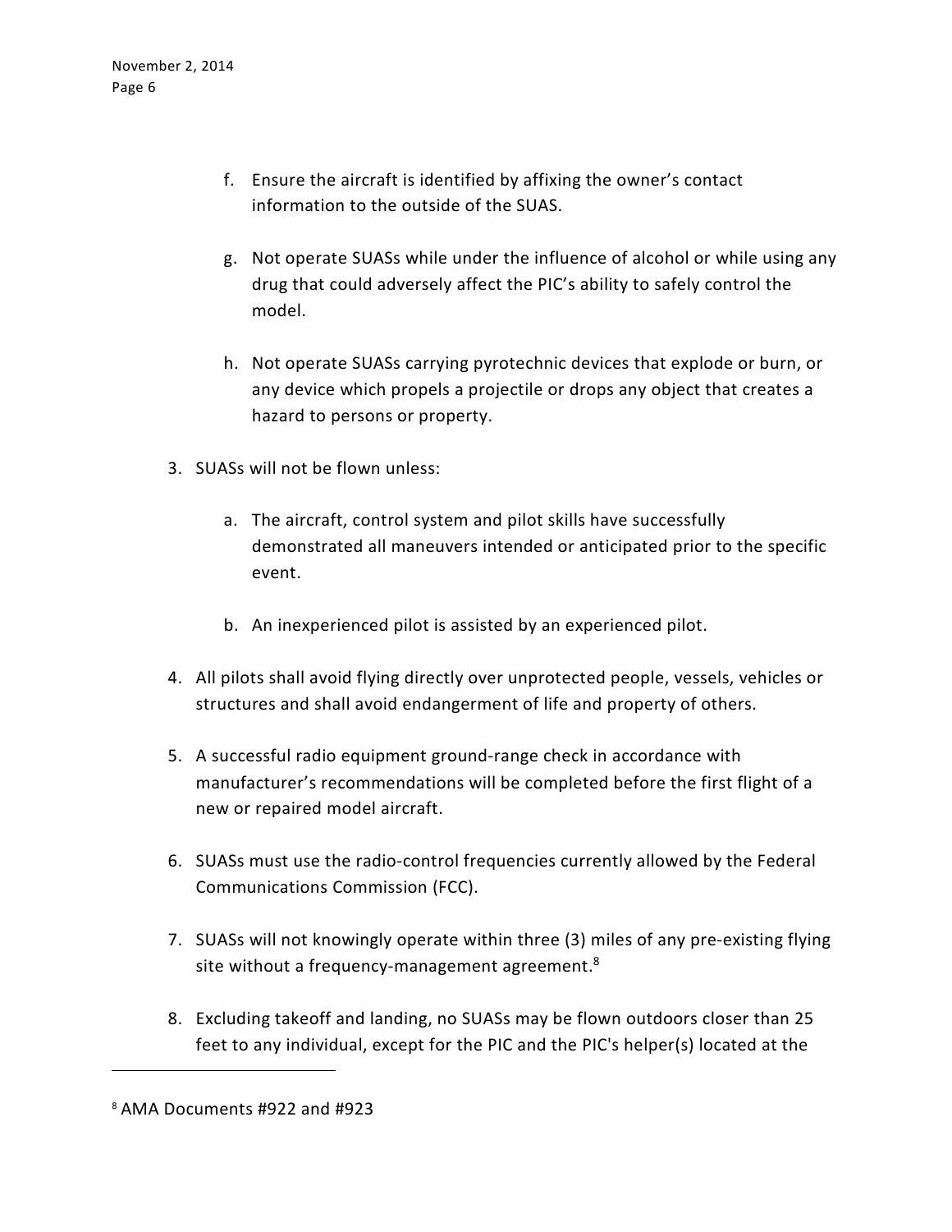f. Ensure the aircraft is identified by affixing the owner's contact information to the outside of the SUAS.

   g. Not operate SUASs while under the influence of alcohol or while using any drug that could adversely affect the PIC's ability to safely control the model.

   h. Not operate SUASs carrying pyrotechnic devices that explode or burn, or any device which propels a projectile or drops any object that creates a hazard to persons or property.

3. SUASs will not be flown unless:

   a. The aircraft, control system and pilot skills have successfully demonstrated all maneuvers intended or anticipated prior to the specific event.

   b. An inexperienced pilot is assisted by an experienced pilot.

4. All pilots shall avoid flying directly over unprotected people, vessels, vehicles or structures and shall avoid endangerment of life and property of others.

5. A successful radio equipment ground-range check in accordance with manufacturer's recommendations will be completed before the first flight of a new or repaired model aircraft.

6. SUASs must use the radio-control frequencies currently allowed by the Federal Communications Commission (FCC).

7. SUASs will not knowingly operate within three (3) miles of any pre-existing flying site without a frequency-management agreement.[8]

8. Excluding takeoff and landing, no SUASs may be flown outdoors closer than 25 feet to any individual, except for the PIC and the PIC's helper(s) located at the

---

[8] AMA Documents #922 and #923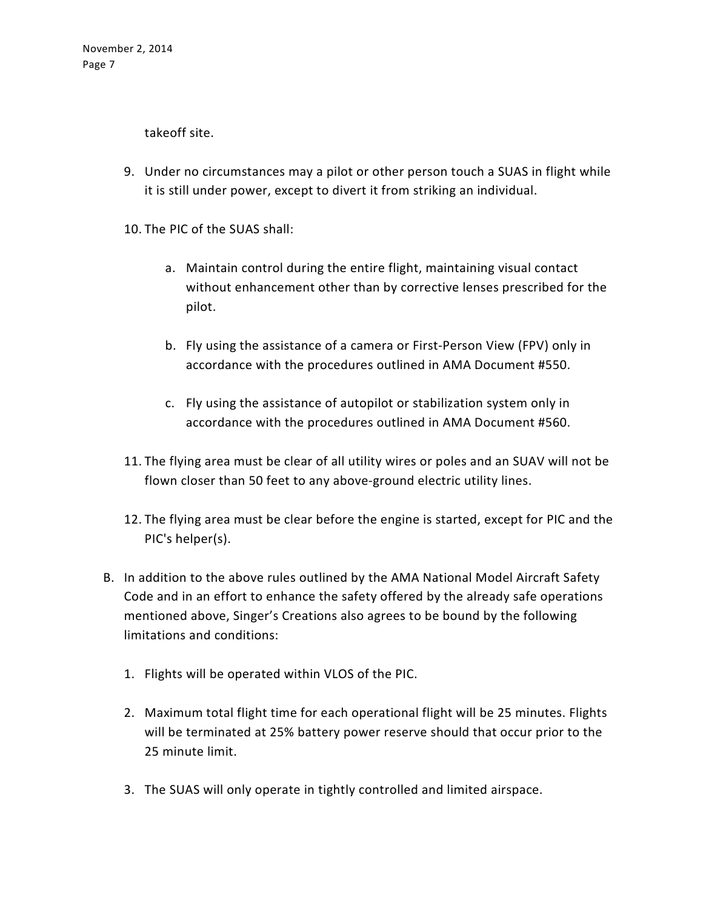takeoff site.

9. Under no circumstances may a pilot or other person touch a SUAS in flight while it is still under power, except to divert it from striking an individual.

10. The PIC of the SUAS shall:

    a. Maintain control during the entire flight, maintaining visual contact without enhancement other than by corrective lenses prescribed for the pilot.

    b. Fly using the assistance of a camera or First-Person View (FPV) only in accordance with the procedures outlined in AMA Document #550.

    c. Fly using the assistance of autopilot or stabilization system only in accordance with the procedures outlined in AMA Document #560.

11. The flying area must be clear of all utility wires or poles and an SUAV will not be flown closer than 50 feet to any above-ground electric utility lines.

12. The flying area must be clear before the engine is started, except for PIC and the PIC's helper(s).

B. In addition to the above rules outlined by the AMA National Model Aircraft Safety Code and in an effort to enhance the safety offered by the already safe operations mentioned above, Singer's Creations also agrees to be bound by the following limitations and conditions:

    1. Flights will be operated within VLOS of the PIC.

    2. Maximum total flight time for each operational flight will be 25 minutes. Flights will be terminated at 25% battery power reserve should that occur prior to the 25 minute limit.

    3. The SUAS will only operate in tightly controlled and limited airspace.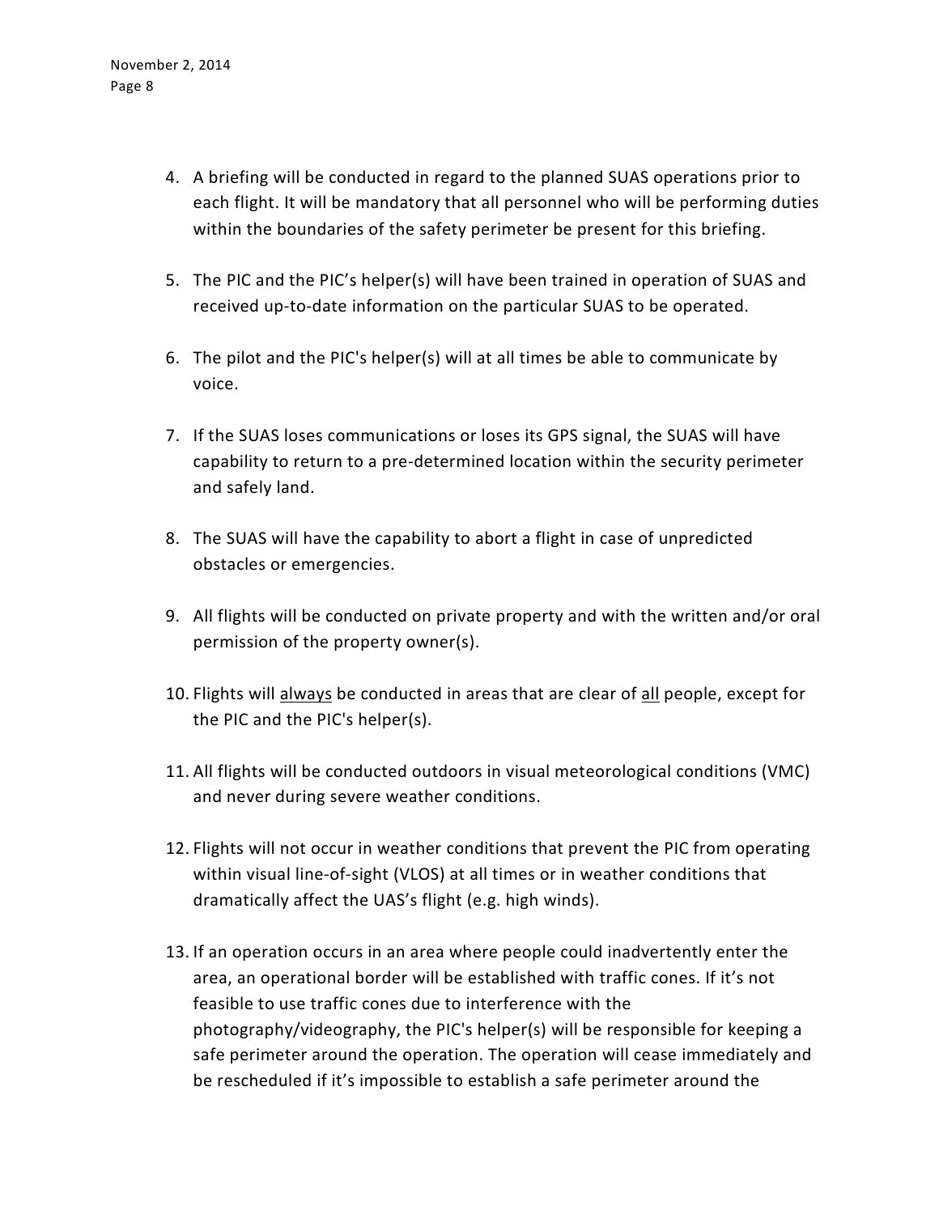4. A briefing will be conducted in regard to the planned SUAS operations prior to each flight. It will be mandatory that all personnel who will be performing duties within the boundaries of the safety perimeter be present for this briefing.

5. The PIC and the PIC's helper(s) will have been trained in operation of SUAS and received up-to-date information on the particular SUAS to be operated.

6. The pilot and the PIC's helper(s) will at all times be able to communicate by voice.

7. If the SUAS loses communications or loses its GPS signal, the SUAS will have capability to return to a pre-determined location within the security perimeter and safely land.

8. The SUAS will have the capability to abort a flight in case of unpredicted obstacles or emergencies.

9. All flights will be conducted on private property and with the written and/or oral permission of the property owner(s).

10. Flights will <u>always</u> be conducted in areas that are clear of <u>all</u> people, except for the PIC and the PIC's helper(s).

11. All flights will be conducted outdoors in visual meteorological conditions (VMC) and never during severe weather conditions.

12. Flights will not occur in weather conditions that prevent the PIC from operating within visual line-of-sight (VLOS) at all times or in weather conditions that dramatically affect the UAS's flight (e.g. high winds).

13. If an operation occurs in an area where people could inadvertently enter the area, an operational border will be established with traffic cones. If it's not feasible to use traffic cones due to interference with the photography/videography, the PIC's helper(s) will be responsible for keeping a safe perimeter around the operation. The operation will cease immediately and be rescheduled if it's impossible to establish a safe perimeter around the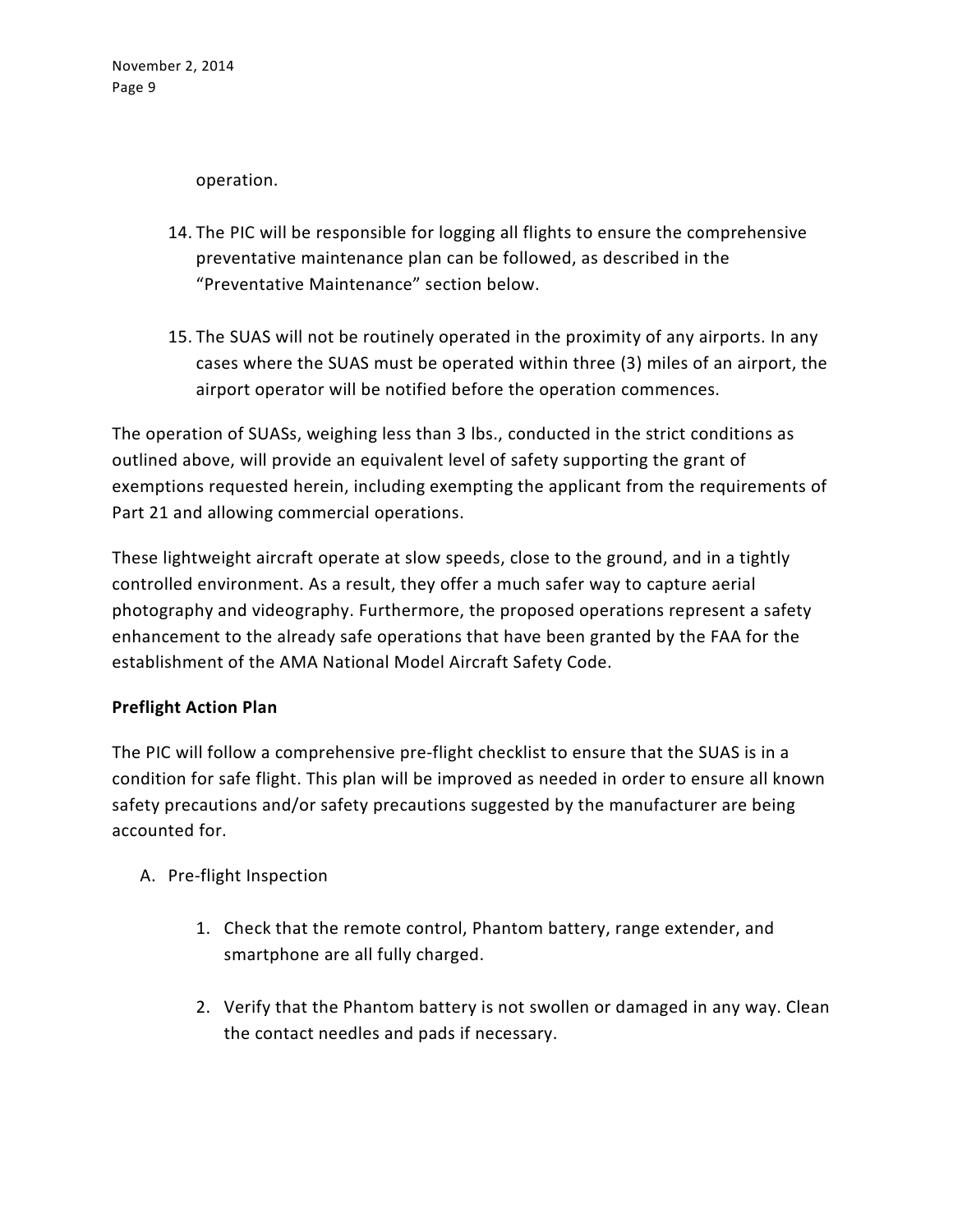operation.

14. The PIC will be responsible for logging all flights to ensure the comprehensive preventative maintenance plan can be followed, as described in the “Preventative Maintenance” section below.

15. The SUAS will not be routinely operated in the proximity of any airports. In any cases where the SUAS must be operated within three (3) miles of an airport, the airport operator will be notified before the operation commences.

The operation of SUASs, weighing less than 3 lbs., conducted in the strict conditions as outlined above, will provide an equivalent level of safety supporting the grant of exemptions requested herein, including exempting the applicant from the requirements of Part 21 and allowing commercial operations.

These lightweight aircraft operate at slow speeds, close to the ground, and in a tightly controlled environment. As a result, they offer a much safer way to capture aerial photography and videography. Furthermore, the proposed operations represent a safety enhancement to the already safe operations that have been granted by the FAA for the establishment of the AMA National Model Aircraft Safety Code.

**Preflight Action Plan**

The PIC will follow a comprehensive pre-flight checklist to ensure that the SUAS is in a condition for safe flight. This plan will be improved as needed in order to ensure all known safety precautions and/or safety precautions suggested by the manufacturer are being accounted for.

A. Pre-flight Inspection

   1. Check that the remote control, Phantom battery, range extender, and smartphone are all fully charged.

   2. Verify that the Phantom battery is not swollen or damaged in any way. Clean the contact needles and pads if necessary.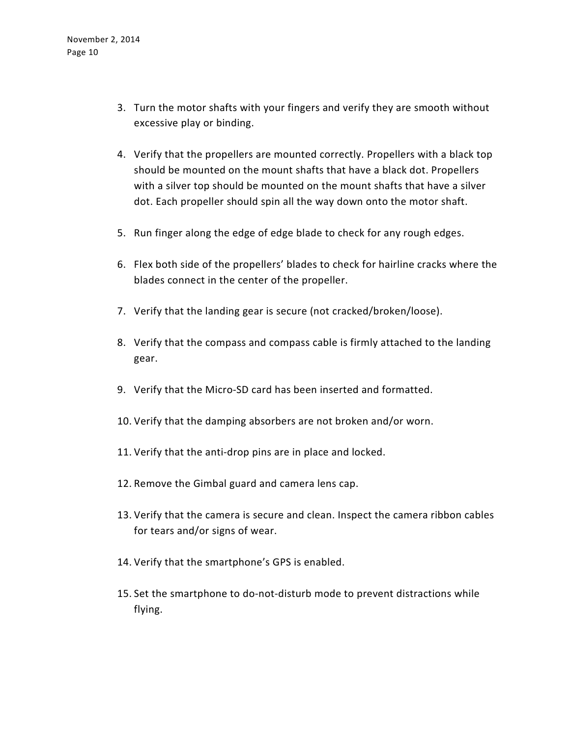3. Turn the motor shafts with your fingers and verify they are smooth without excessive play or binding.

4. Verify that the propellers are mounted correctly. Propellers with a black top should be mounted on the mount shafts that have a black dot. Propellers with a silver top should be mounted on the mount shafts that have a silver dot. Each propeller should spin all the way down onto the motor shaft.

5. Run finger along the edge of edge blade to check for any rough edges.

6. Flex both side of the propellers' blades to check for hairline cracks where the blades connect in the center of the propeller.

7. Verify that the landing gear is secure (not cracked/broken/loose).

8. Verify that the compass and compass cable is firmly attached to the landing gear.

9. Verify that the Micro-SD card has been inserted and formatted.

10. Verify that the damping absorbers are not broken and/or worn.

11. Verify that the anti-drop pins are in place and locked.

12. Remove the Gimbal guard and camera lens cap.

13. Verify that the camera is secure and clean. Inspect the camera ribbon cables for tears and/or signs of wear.

14. Verify that the smartphone's GPS is enabled.

15. Set the smartphone to do-not-disturb mode to prevent distractions while flying.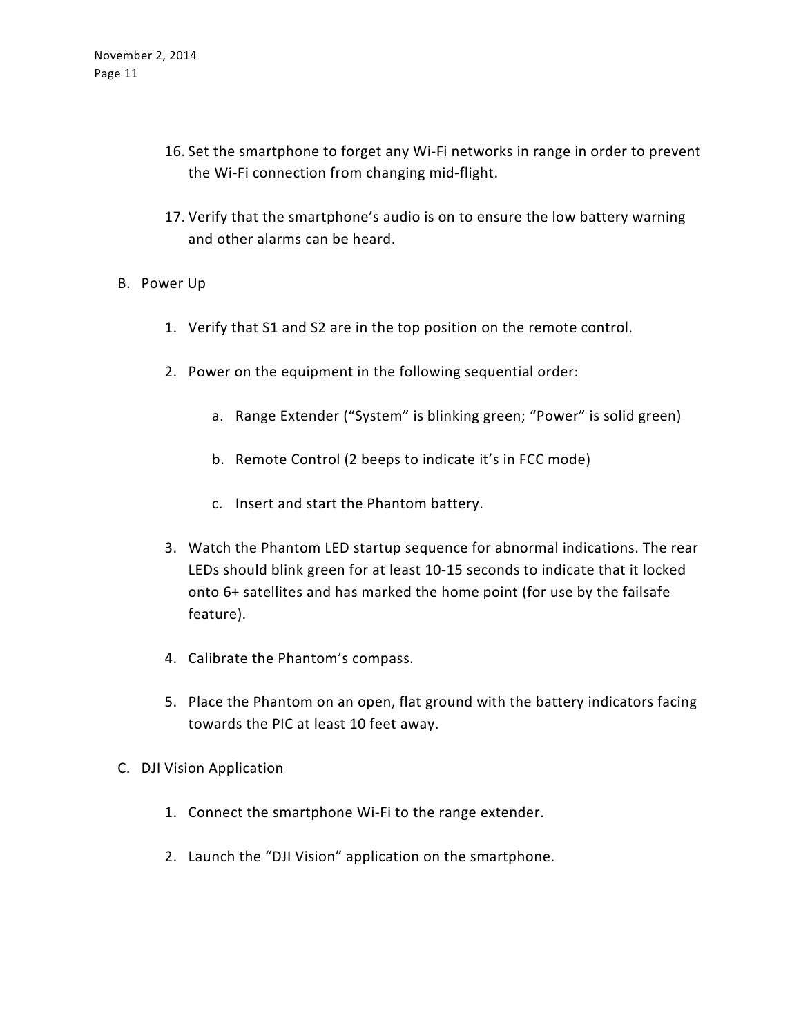16. Set the smartphone to forget any Wi-Fi networks in range in order to prevent the Wi-Fi connection from changing mid-flight.

17. Verify that the smartphone's audio is on to ensure the low battery warning and other alarms can be heard.

B. Power Up

1. Verify that S1 and S2 are in the top position on the remote control.

2. Power on the equipment in the following sequential order:

    a. Range Extender ("System" is blinking green; "Power" is solid green)

    b. Remote Control (2 beeps to indicate it's in FCC mode)

    c. Insert and start the Phantom battery.

3. Watch the Phantom LED startup sequence for abnormal indications. The rear LEDs should blink green for at least 10-15 seconds to indicate that it locked onto 6+ satellites and has marked the home point (for use by the failsafe feature).

4. Calibrate the Phantom's compass.

5. Place the Phantom on an open, flat ground with the battery indicators facing towards the PIC at least 10 feet away.

C. DJI Vision Application

1. Connect the smartphone Wi-Fi to the range extender.

2. Launch the "DJI Vision" application on the smartphone.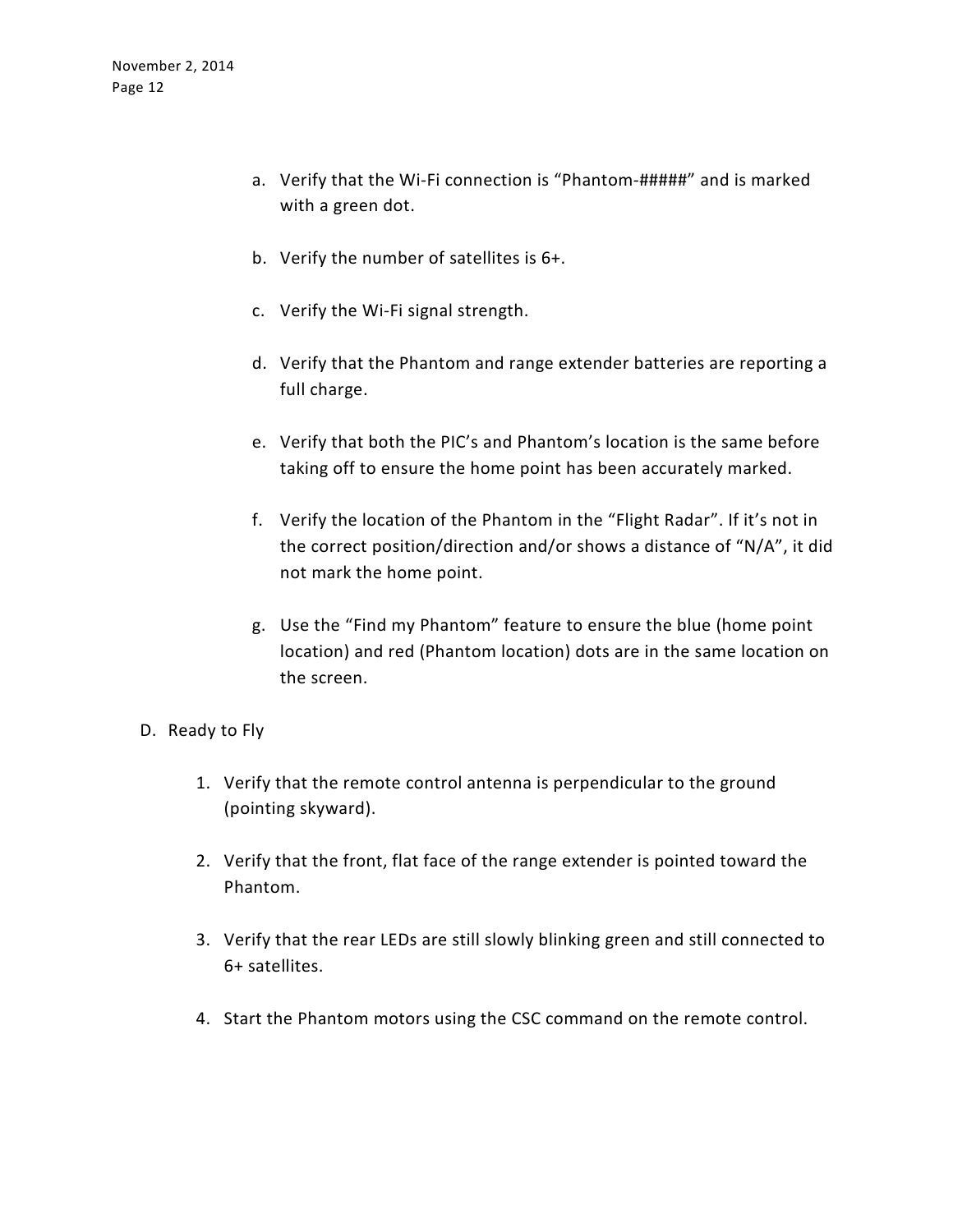a. Verify that the Wi-Fi connection is "Phantom-#####" and is marked with a green dot.

b. Verify the number of satellites is 6+.

c. Verify the Wi-Fi signal strength.

d. Verify that the Phantom and range extender batteries are reporting a full charge.

e. Verify that both the PIC's and Phantom's location is the same before taking off to ensure the home point has been accurately marked.

f. Verify the location of the Phantom in the "Flight Radar". If it's not in the correct position/direction and/or shows a distance of "N/A", it did not mark the home point.

g. Use the "Find my Phantom" feature to ensure the blue (home point location) and red (Phantom location) dots are in the same location on the screen.

D. Ready to Fly

1. Verify that the remote control antenna is perpendicular to the ground (pointing skyward).

2. Verify that the front, flat face of the range extender is pointed toward the Phantom.

3. Verify that the rear LEDs are still slowly blinking green and still connected to 6+ satellites.

4. Start the Phantom motors using the CSC command on the remote control.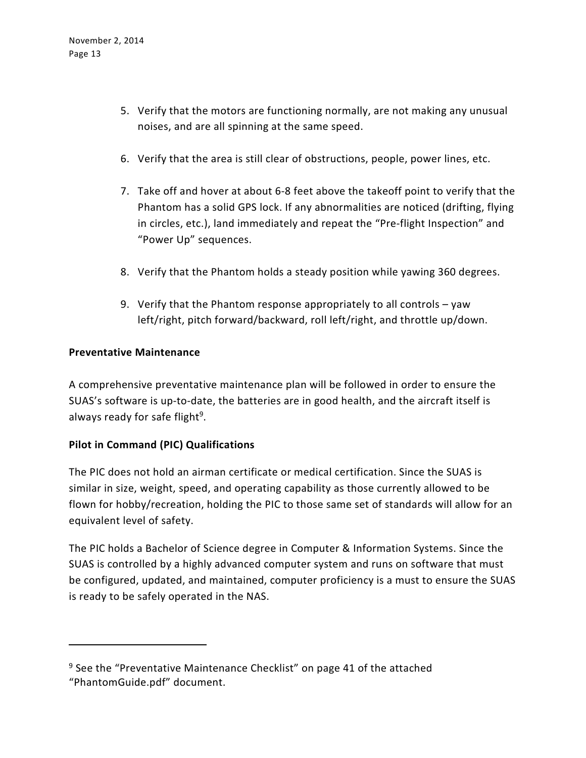5. Verify that the motors are functioning normally, are not making any unusual noises, and are all spinning at the same speed.

6. Verify that the area is still clear of obstructions, people, power lines, etc.

7. Take off and hover at about 6-8 feet above the takeoff point to verify that the Phantom has a solid GPS lock. If any abnormalities are noticed (drifting, flying in circles, etc.), land immediately and repeat the "Pre-flight Inspection" and "Power Up" sequences.

8. Verify that the Phantom holds a steady position while yawing 360 degrees.

9. Verify that the Phantom response appropriately to all controls – yaw left/right, pitch forward/backward, roll left/right, and throttle up/down.

**Preventative Maintenance**

A comprehensive preventative maintenance plan will be followed in order to ensure the SUAS's software is up-to-date, the batteries are in good health, and the aircraft itself is always ready for safe flight[9].

**Pilot in Command (PIC) Qualifications**

The PIC does not hold an airman certificate or medical certification. Since the SUAS is similar in size, weight, speed, and operating capability as those currently allowed to be flown for hobby/recreation, holding the PIC to those same set of standards will allow for an equivalent level of safety.

The PIC holds a Bachelor of Science degree in Computer & Information Systems. Since the SUAS is controlled by a highly advanced computer system and runs on software that must be configured, updated, and maintained, computer proficiency is a must to ensure the SUAS is ready to be safely operated in the NAS.

---

[9] See the "Preventative Maintenance Checklist" on page 41 of the attached "PhantomGuide.pdf" document.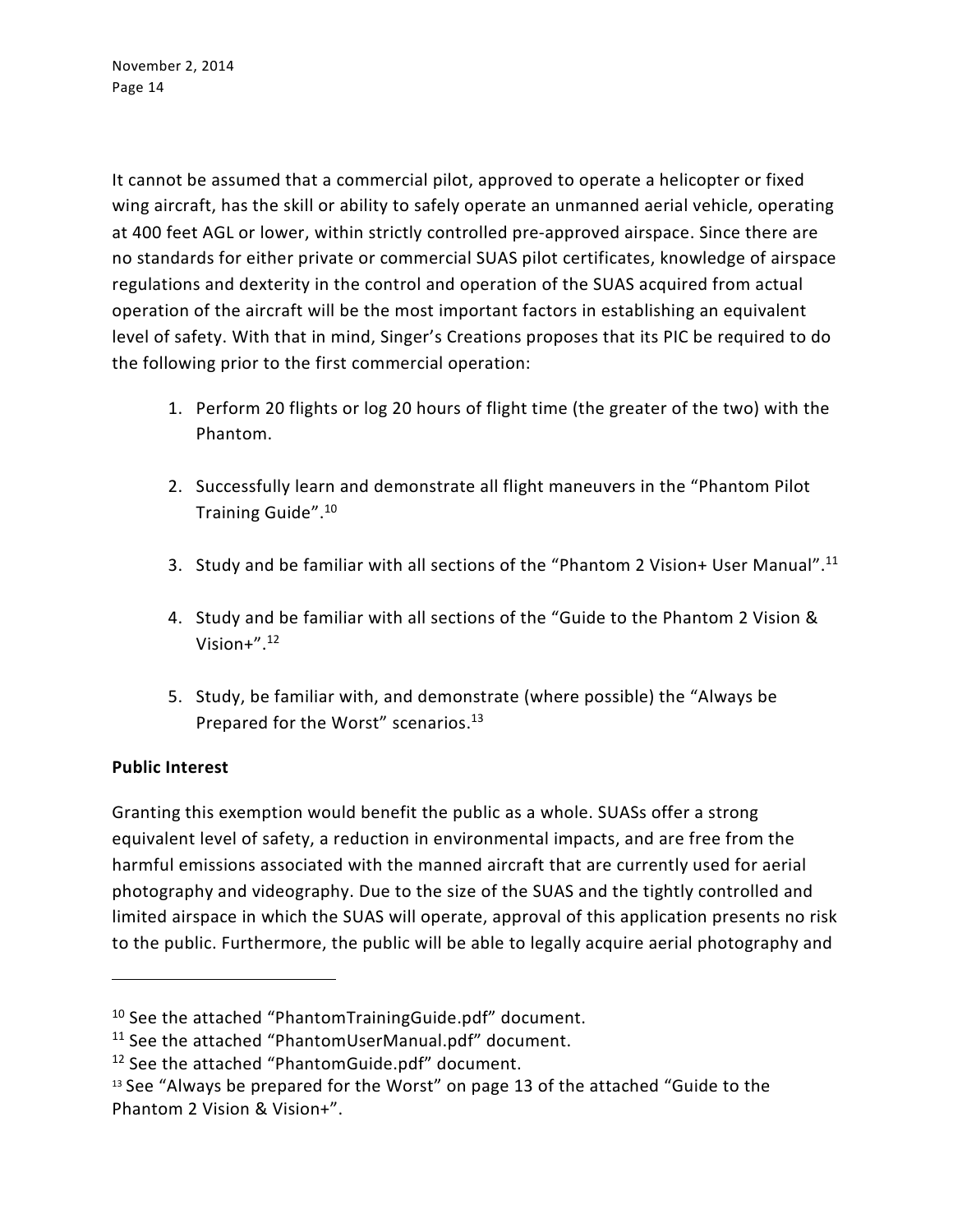It cannot be assumed that a commercial pilot, approved to operate a helicopter or fixed wing aircraft, has the skill or ability to safely operate an unmanned aerial vehicle, operating at 400 feet AGL or lower, within strictly controlled pre-approved airspace. Since there are no standards for either private or commercial SUAS pilot certificates, knowledge of airspace regulations and dexterity in the control and operation of the SUAS acquired from actual operation of the aircraft will be the most important factors in establishing an equivalent level of safety. With that in mind, Singer's Creations proposes that its PIC be required to do the following prior to the first commercial operation:

1. Perform 20 flights or log 20 hours of flight time (the greater of the two) with the Phantom.
2. Successfully learn and demonstrate all flight maneuvers in the "Phantom Pilot Training Guide".[10]
3. Study and be familiar with all sections of the "Phantom 2 Vision+ User Manual".[11]
4. Study and be familiar with all sections of the "Guide to the Phantom 2 Vision & Vision+".[12]
5. Study, be familiar with, and demonstrate (where possible) the "Always be Prepared for the Worst" scenarios.[13]

**Public Interest**

Granting this exemption would benefit the public as a whole. SUASs offer a strong equivalent level of safety, a reduction in environmental impacts, and are free from the harmful emissions associated with the manned aircraft that are currently used for aerial photography and videography. Due to the size of the SUAS and the tightly controlled and limited airspace in which the SUAS will operate, approval of this application presents no risk to the public. Furthermore, the public will be able to legally acquire aerial photography and

---

[10] See the attached "PhantomTrainingGuide.pdf" document.
[11] See the attached "PhantomUserManual.pdf" document.
[12] See the attached "PhantomGuide.pdf" document.
[13] See "Always be prepared for the Worst" on page 13 of the attached "Guide to the Phantom 2 Vision & Vision+".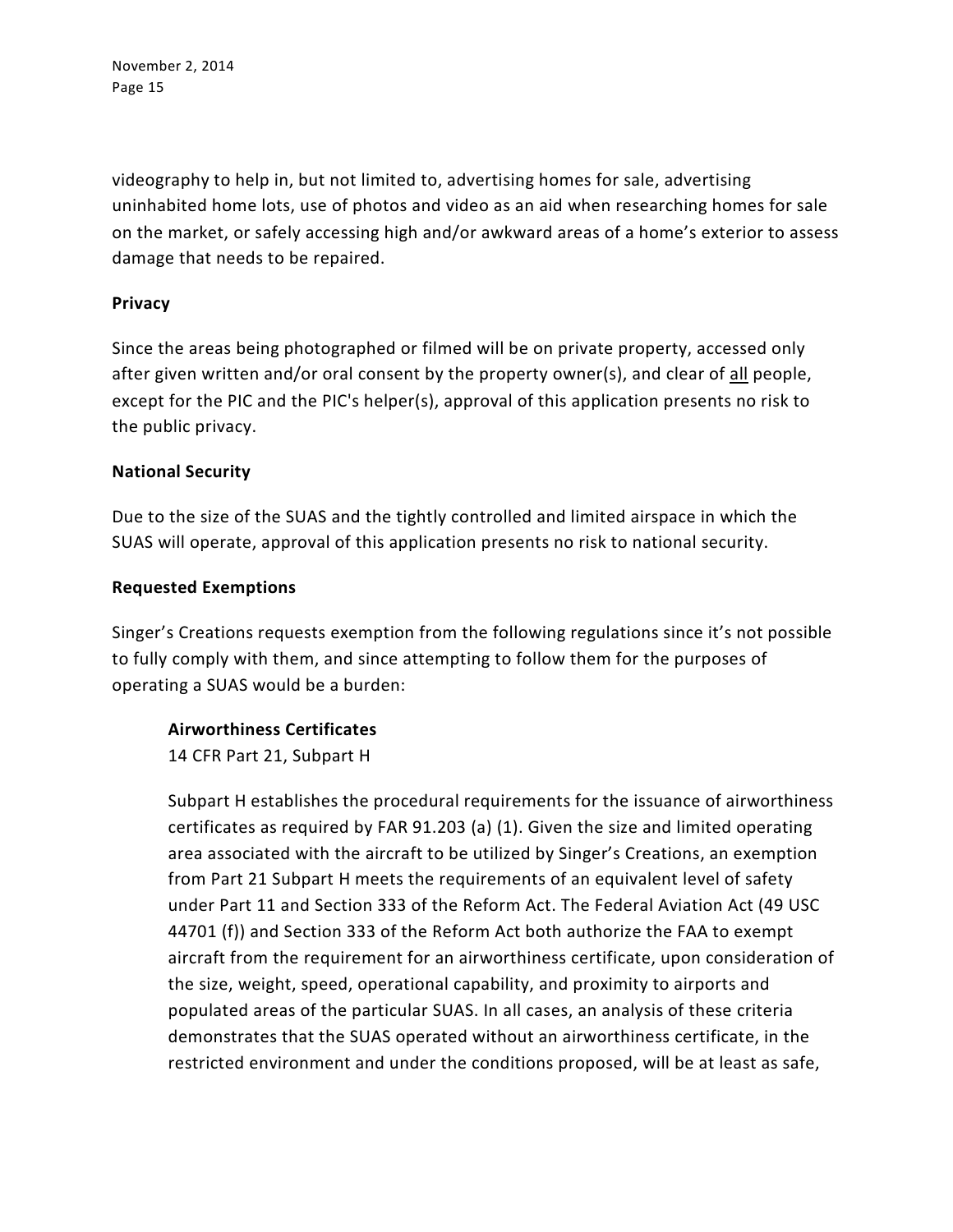videography to help in, but not limited to, advertising homes for sale, advertising uninhabited home lots, use of photos and video as an aid when researching homes for sale on the market, or safely accessing high and/or awkward areas of a home's exterior to assess damage that needs to be repaired.

**Privacy**

Since the areas being photographed or filmed will be on private property, accessed only after given written and/or oral consent by the property owner(s), and clear of <u>all</u> people, except for the PIC and the PIC's helper(s), approval of this application presents no risk to the public privacy.

**National Security**

Due to the size of the SUAS and the tightly controlled and limited airspace in which the SUAS will operate, approval of this application presents no risk to national security.

**Requested Exemptions**

Singer's Creations requests exemption from the following regulations since it's not possible to fully comply with them, and since attempting to follow them for the purposes of operating a SUAS would be a burden:

> **Airworthiness Certificates**
> 14 CFR Part 21, Subpart H
>
> Subpart H establishes the procedural requirements for the issuance of airworthiness certificates as required by FAR 91.203 (a) (1). Given the size and limited operating area associated with the aircraft to be utilized by Singer's Creations, an exemption from Part 21 Subpart H meets the requirements of an equivalent level of safety under Part 11 and Section 333 of the Reform Act. The Federal Aviation Act (49 USC 44701 (f)) and Section 333 of the Reform Act both authorize the FAA to exempt aircraft from the requirement for an airworthiness certificate, upon consideration of the size, weight, speed, operational capability, and proximity to airports and populated areas of the particular SUAS. In all cases, an analysis of these criteria demonstrates that the SUAS operated without an airworthiness certificate, in the restricted environment and under the conditions proposed, will be at least as safe,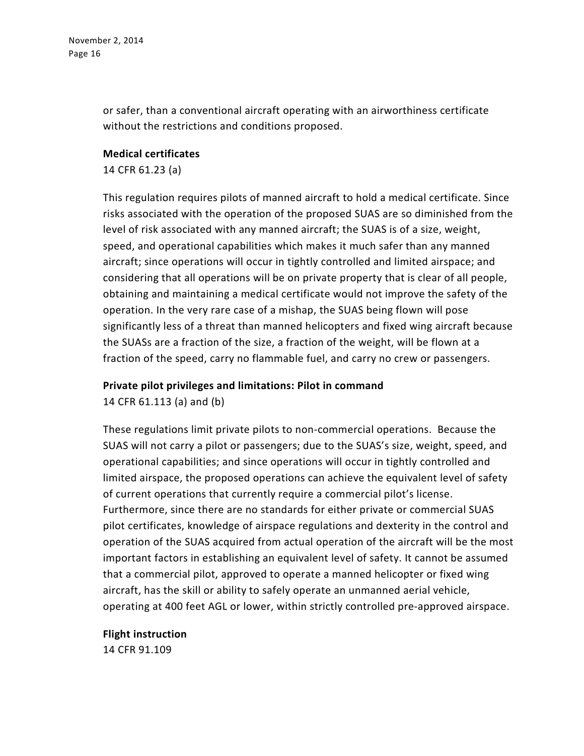or safer, than a conventional aircraft operating with an airworthiness certificate without the restrictions and conditions proposed.

**Medical certificates**
14 CFR 61.23 (a)

This regulation requires pilots of manned aircraft to hold a medical certificate. Since risks associated with the operation of the proposed SUAS are so diminished from the level of risk associated with any manned aircraft; the SUAS is of a size, weight, speed, and operational capabilities which makes it much safer than any manned aircraft; since operations will occur in tightly controlled and limited airspace; and considering that all operations will be on private property that is clear of all people, obtaining and maintaining a medical certificate would not improve the safety of the operation. In the very rare case of a mishap, the SUAS being flown will pose significantly less of a threat than manned helicopters and fixed wing aircraft because the SUASs are a fraction of the size, a fraction of the weight, will be flown at a fraction of the speed, carry no flammable fuel, and carry no crew or passengers.

**Private pilot privileges and limitations: Pilot in command**
14 CFR 61.113 (a) and (b)

These regulations limit private pilots to non-commercial operations. Because the SUAS will not carry a pilot or passengers; due to the SUAS's size, weight, speed, and operational capabilities; and since operations will occur in tightly controlled and limited airspace, the proposed operations can achieve the equivalent level of safety of current operations that currently require a commercial pilot's license. Furthermore, since there are no standards for either private or commercial SUAS pilot certificates, knowledge of airspace regulations and dexterity in the control and operation of the SUAS acquired from actual operation of the aircraft will be the most important factors in establishing an equivalent level of safety. It cannot be assumed that a commercial pilot, approved to operate a manned helicopter or fixed wing aircraft, has the skill or ability to safely operate an unmanned aerial vehicle, operating at 400 feet AGL or lower, within strictly controlled pre-approved airspace.

**Flight instruction**
14 CFR 91.109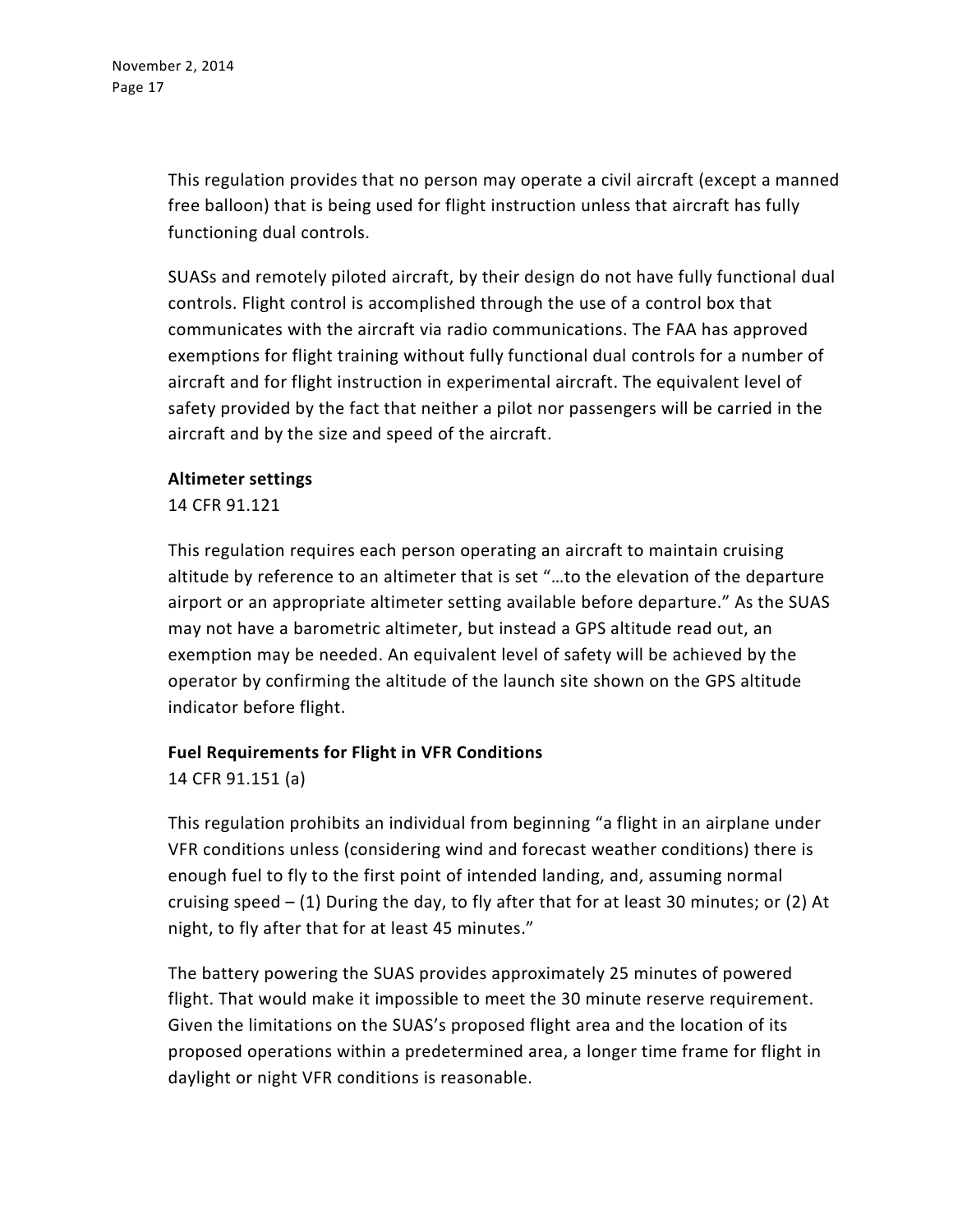This regulation provides that no person may operate a civil aircraft (except a manned free balloon) that is being used for flight instruction unless that aircraft has fully functioning dual controls.

SUASs and remotely piloted aircraft, by their design do not have fully functional dual controls. Flight control is accomplished through the use of a control box that communicates with the aircraft via radio communications. The FAA has approved exemptions for flight training without fully functional dual controls for a number of aircraft and for flight instruction in experimental aircraft. The equivalent level of safety provided by the fact that neither a pilot nor passengers will be carried in the aircraft and by the size and speed of the aircraft.

**Altimeter settings**
14 CFR 91.121

This regulation requires each person operating an aircraft to maintain cruising altitude by reference to an altimeter that is set "…to the elevation of the departure airport or an appropriate altimeter setting available before departure." As the SUAS may not have a barometric altimeter, but instead a GPS altitude read out, an exemption may be needed. An equivalent level of safety will be achieved by the operator by confirming the altitude of the launch site shown on the GPS altitude indicator before flight.

**Fuel Requirements for Flight in VFR Conditions**
14 CFR 91.151 (a)

This regulation prohibits an individual from beginning "a flight in an airplane under VFR conditions unless (considering wind and forecast weather conditions) there is enough fuel to fly to the first point of intended landing, and, assuming normal cruising speed – (1) During the day, to fly after that for at least 30 minutes; or (2) At night, to fly after that for at least 45 minutes."

The battery powering the SUAS provides approximately 25 minutes of powered flight. That would make it impossible to meet the 30 minute reserve requirement. Given the limitations on the SUAS's proposed flight area and the location of its proposed operations within a predetermined area, a longer time frame for flight in daylight or night VFR conditions is reasonable.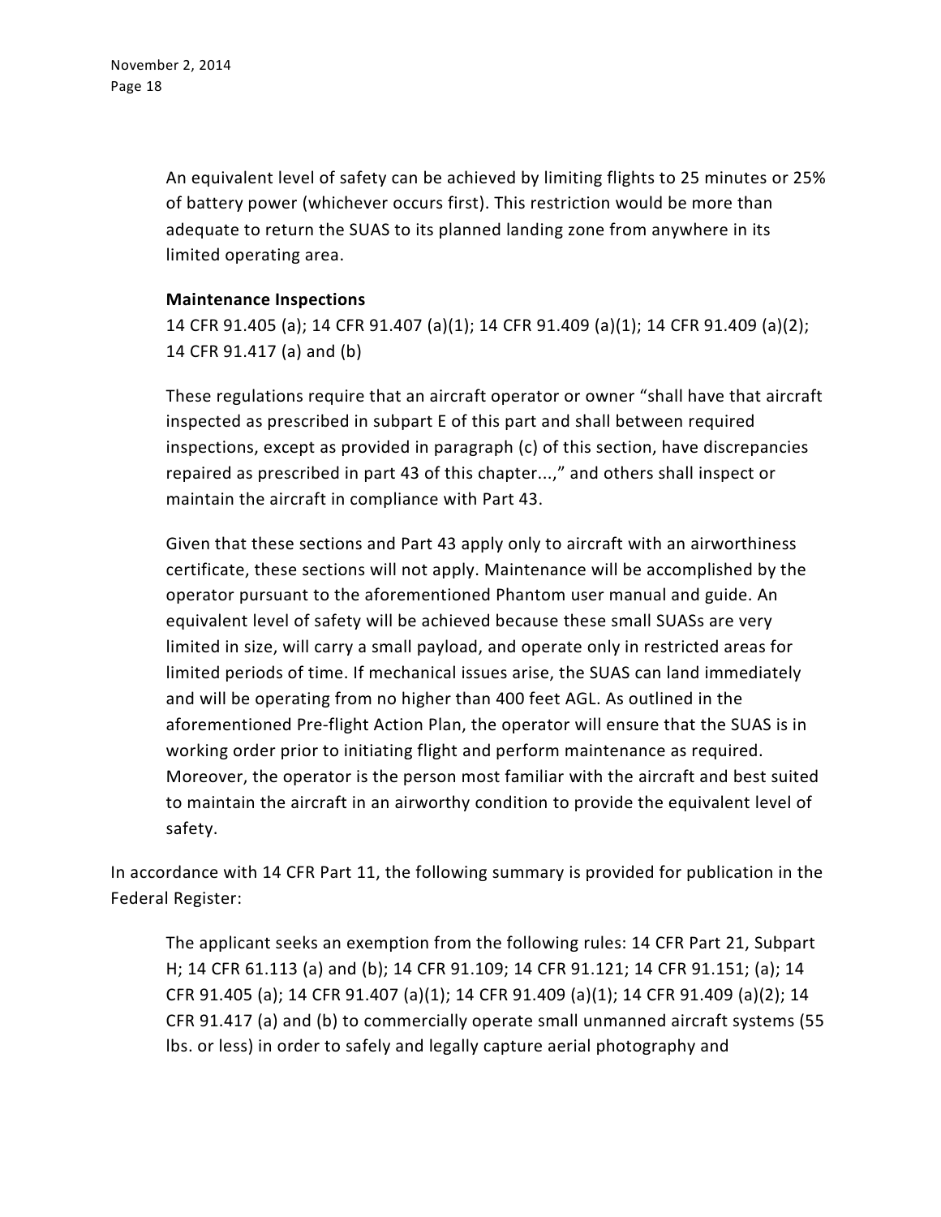An equivalent level of safety can be achieved by limiting flights to 25 minutes or 25% of battery power (whichever occurs first). This restriction would be more than adequate to return the SUAS to its planned landing zone from anywhere in its limited operating area.

**Maintenance Inspections**
14 CFR 91.405 (a); 14 CFR 91.407 (a)(1); 14 CFR 91.409 (a)(1); 14 CFR 91.409 (a)(2); 14 CFR 91.417 (a) and (b)

These regulations require that an aircraft operator or owner "shall have that aircraft inspected as prescribed in subpart E of this part and shall between required inspections, except as provided in paragraph (c) of this section, have discrepancies repaired as prescribed in part 43 of this chapter...," and others shall inspect or maintain the aircraft in compliance with Part 43.

Given that these sections and Part 43 apply only to aircraft with an airworthiness certificate, these sections will not apply. Maintenance will be accomplished by the operator pursuant to the aforementioned Phantom user manual and guide. An equivalent level of safety will be achieved because these small SUASs are very limited in size, will carry a small payload, and operate only in restricted areas for limited periods of time. If mechanical issues arise, the SUAS can land immediately and will be operating from no higher than 400 feet AGL. As outlined in the aforementioned Pre-flight Action Plan, the operator will ensure that the SUAS is in working order prior to initiating flight and perform maintenance as required. Moreover, the operator is the person most familiar with the aircraft and best suited to maintain the aircraft in an airworthy condition to provide the equivalent level of safety.

In accordance with 14 CFR Part 11, the following summary is provided for publication in the Federal Register:

The applicant seeks an exemption from the following rules: 14 CFR Part 21, Subpart H; 14 CFR 61.113 (a) and (b); 14 CFR 91.109; 14 CFR 91.121; 14 CFR 91.151; (a); 14 CFR 91.405 (a); 14 CFR 91.407 (a)(1); 14 CFR 91.409 (a)(1); 14 CFR 91.409 (a)(2); 14 CFR 91.417 (a) and (b) to commercially operate small unmanned aircraft systems (55 lbs. or less) in order to safely and legally capture aerial photography and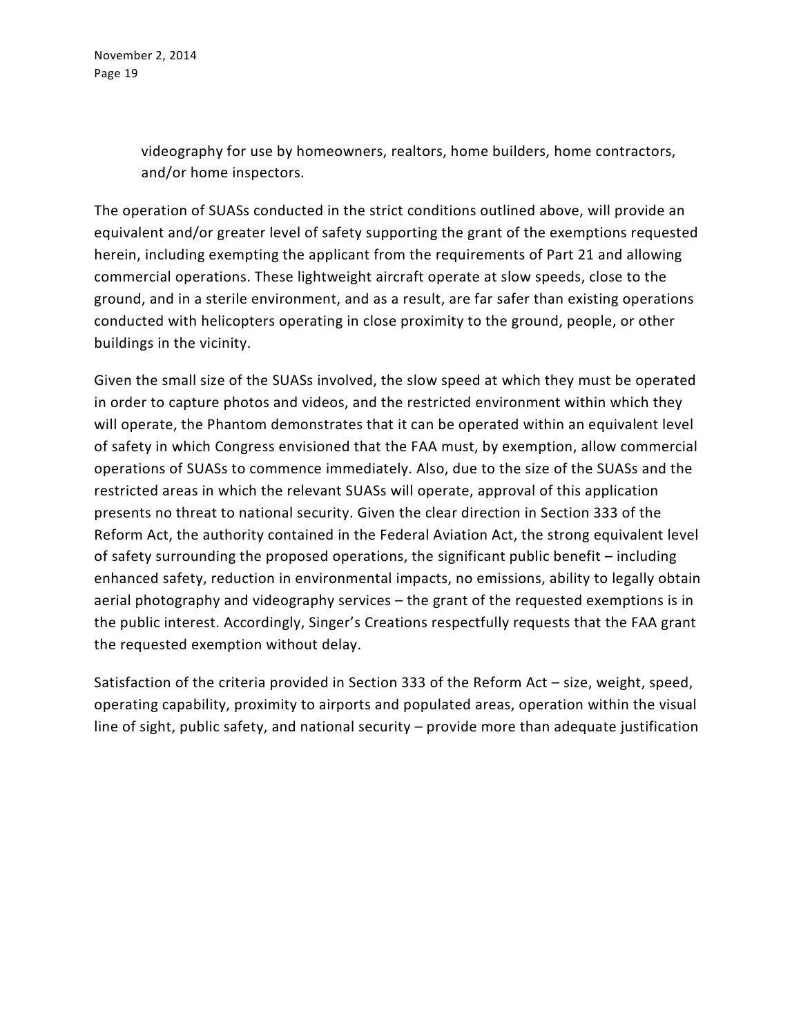videography for use by homeowners, realtors, home builders, home contractors, and/or home inspectors.

The operation of SUASs conducted in the strict conditions outlined above, will provide an equivalent and/or greater level of safety supporting the grant of the exemptions requested herein, including exempting the applicant from the requirements of Part 21 and allowing commercial operations. These lightweight aircraft operate at slow speeds, close to the ground, and in a sterile environment, and as a result, are far safer than existing operations conducted with helicopters operating in close proximity to the ground, people, or other buildings in the vicinity.

Given the small size of the SUASs involved, the slow speed at which they must be operated in order to capture photos and videos, and the restricted environment within which they will operate, the Phantom demonstrates that it can be operated within an equivalent level of safety in which Congress envisioned that the FAA must, by exemption, allow commercial operations of SUASs to commence immediately. Also, due to the size of the SUASs and the restricted areas in which the relevant SUASs will operate, approval of this application presents no threat to national security. Given the clear direction in Section 333 of the Reform Act, the authority contained in the Federal Aviation Act, the strong equivalent level of safety surrounding the proposed operations, the significant public benefit – including enhanced safety, reduction in environmental impacts, no emissions, ability to legally obtain aerial photography and videography services – the grant of the requested exemptions is in the public interest. Accordingly, Singer's Creations respectfully requests that the FAA grant the requested exemption without delay.

Satisfaction of the criteria provided in Section 333 of the Reform Act – size, weight, speed, operating capability, proximity to airports and populated areas, operation within the visual line of sight, public safety, and national security – provide more than adequate justification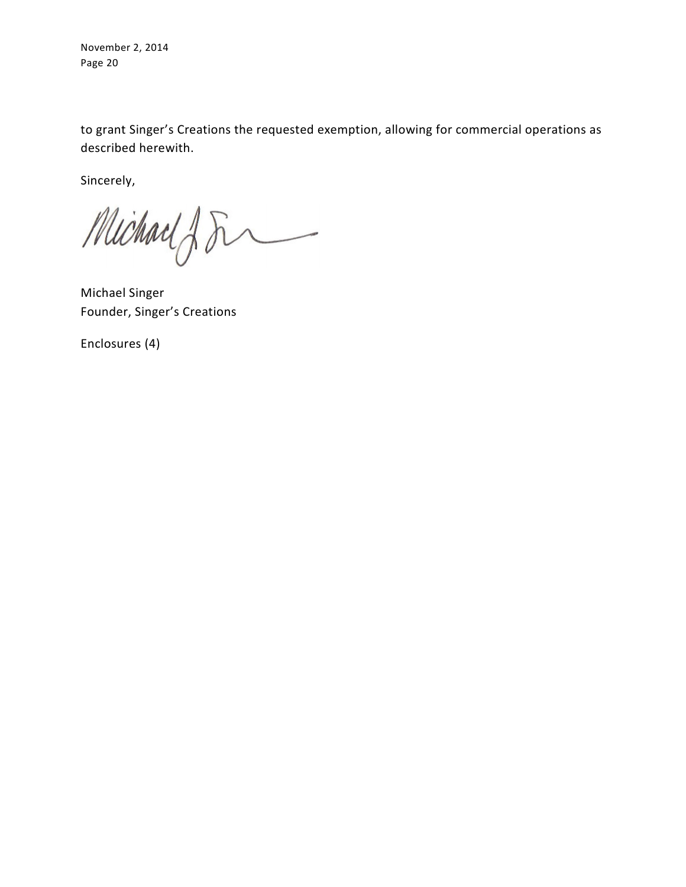to grant Singer's Creations the requested exemption, allowing for commercial operations as described herewith.

Sincerely,

Michael Singer
Founder, Singer's Creations

Enclosures (4)